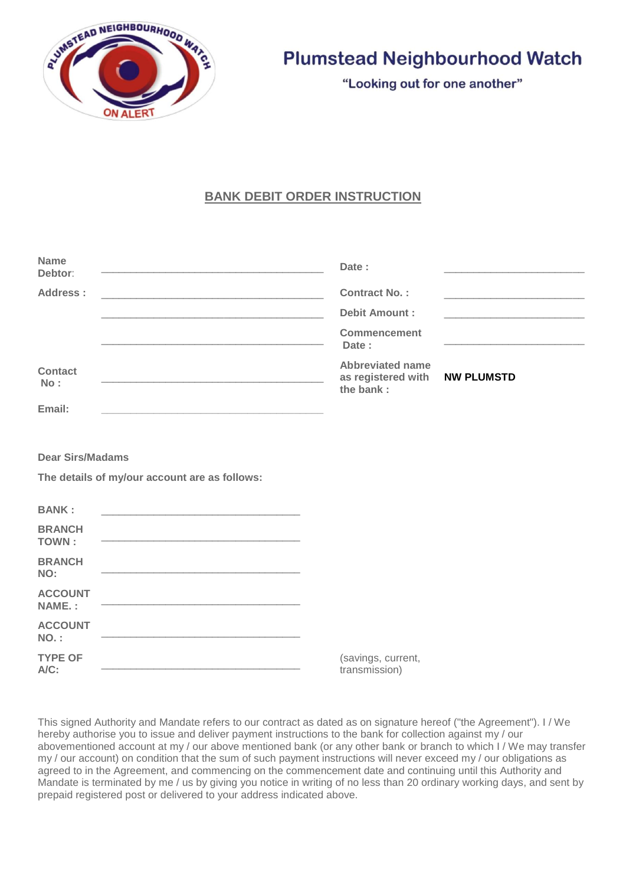# Plumstead Neighbourhood Watch

"Looking out for one another"

## BANK DEBIT ORDER INSTRUCTION

| | | | |
|---|---|---|---|
| Name Debtor: | ______________________________ | Date : | ____________________ |
| Address : | ______________________________ | Contract No. : | ____________________ |
| | ______________________________ | Debit Amount : | ____________________ |
| | ______________________________ | Commencement Date : | ____________________ |
| Contact No : | ______________________________ | Abbreviated name as registered with the bank : | **NW PLUMSTD** |
| Email: | ______________________________ | | |

Dear Sirs/Madams

The details of my/our account are as follows:

| | | |
|---|---|---|
| BANK : | ____________________________ | |
| BRANCH TOWN : | ____________________________ | |
| BRANCH NO: | ____________________________ | |
| ACCOUNT NAME. : | ____________________________ | |
| ACCOUNT NO. : | ____________________________ | |
| TYPE OF A/C: | ____________________________ | (savings, current, transmission) |

This signed Authority and Mandate refers to our contract as dated as on signature hereof ("the Agreement"). I / We hereby authorise you to issue and deliver payment instructions to the bank for collection against my / our abovementioned account at my / our above mentioned bank (or any other bank or branch to which I / We may transfer my / our account) on condition that the sum of such payment instructions will never exceed my / our obligations as agreed to in the Agreement, and commencing on the commencement date and continuing until this Authority and Mandate is terminated by me / us by giving you notice in writing of no less than 20 ordinary working days, and sent by prepaid registered post or delivered to your address indicated above.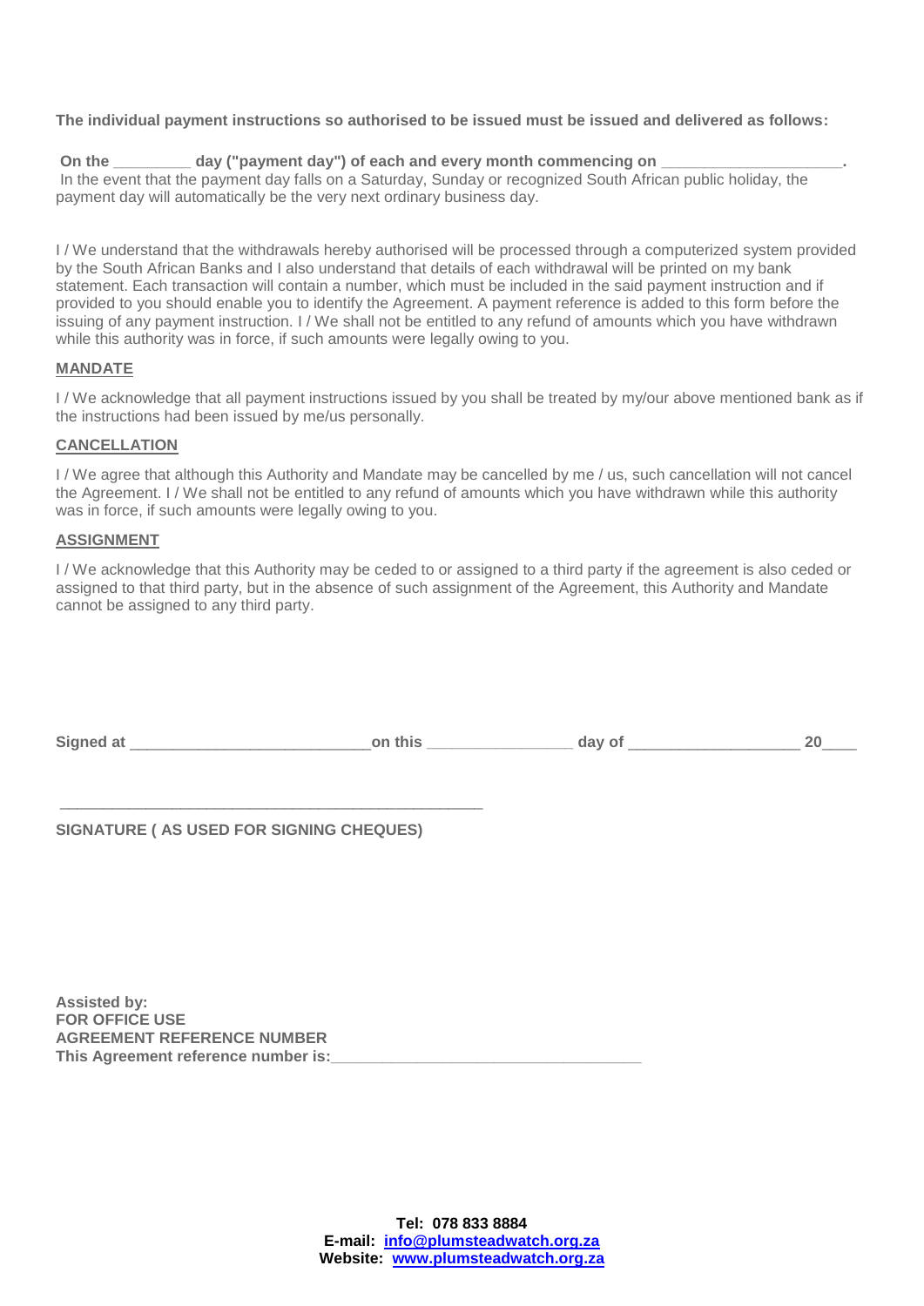**The individual payment instructions so authorised to be issued must be issued and delivered as follows:**

**On the _________ day ("payment day") of each and every month commencing on ____________________.**
In the event that the payment day falls on a Saturday, Sunday or recognized South African public holiday, the payment day will automatically be the very next ordinary business day.

I / We understand that the withdrawals hereby authorised will be processed through a computerized system provided by the South African Banks and I also understand that details of each withdrawal will be printed on my bank statement. Each transaction will contain a number, which must be included in the said payment instruction and if provided to you should enable you to identify the Agreement. A payment reference is added to this form before the issuing of any payment instruction. I / We shall not be entitled to any refund of amounts which you have withdrawn while this authority was in force, if such amounts were legally owing to you.

**MANDATE**

I / We acknowledge that all payment instructions issued by you shall be treated by my/our above mentioned bank as if the instructions had been issued by me/us personally.

**CANCELLATION**

I / We agree that although this Authority and Mandate may be cancelled by me / us, such cancellation will not cancel the Agreement. I / We shall not be entitled to any refund of amounts which you have withdrawn while this authority was in force, if such amounts were legally owing to you.

**ASSIGNMENT**

I / We acknowledge that this Authority may be ceded to or assigned to a third party if the agreement is also ceded or assigned to that third party, but in the absence of such assignment of the Agreement, this Authority and Mandate cannot be assigned to any third party.

**Signed at ___________________________on this ________________ day of ___________________ 20____**

_______________________________________________

**SIGNATURE ( AS USED FOR SIGNING CHEQUES)**

**Assisted by:**
**FOR OFFICE USE**
**AGREEMENT REFERENCE NUMBER**
**This Agreement reference number is:___________________________________**

**Tel: 078 833 8884**
**E-mail: info@plumsteadwatch.org.za**
**Website: www.plumsteadwatch.org.za**